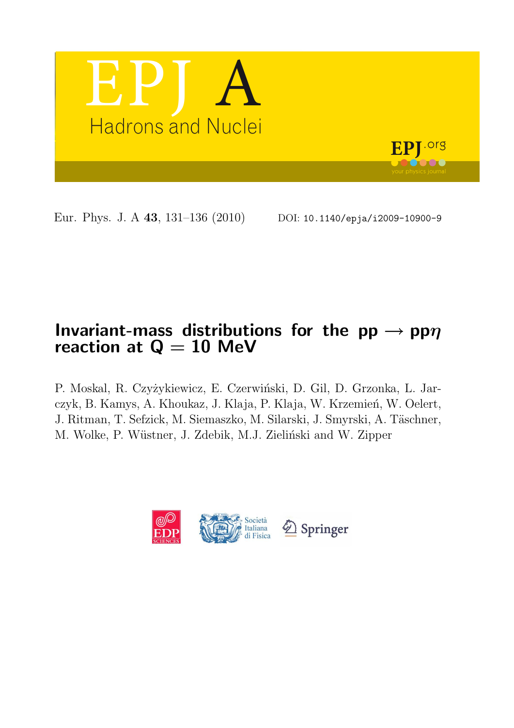Eur. Phys. J. A **43**, 131–136 (2010) DOI: 10.1140/epja/i2009-10900-9

# Invariant-mass distributions for the pp $\longrightarrow$ pp$\eta$ reaction at Q = 10 MeV

P. Moskal, R. Czyżykiewicz, E. Czerwiński, D. Gil, D. Grzonka, L. Jarczyk, B. Kamys, A. Khoukaz, J. Klaja, P. Klaja, W. Krzemień, W. Oelert, J. Ritman, T. Sefzick, M. Siemaszko, M. Silarski, J. Smyrski, A. Täschner, M. Wolke, P. Wüstner, J. Zdebik, M.J. Zieliński and W. Zipper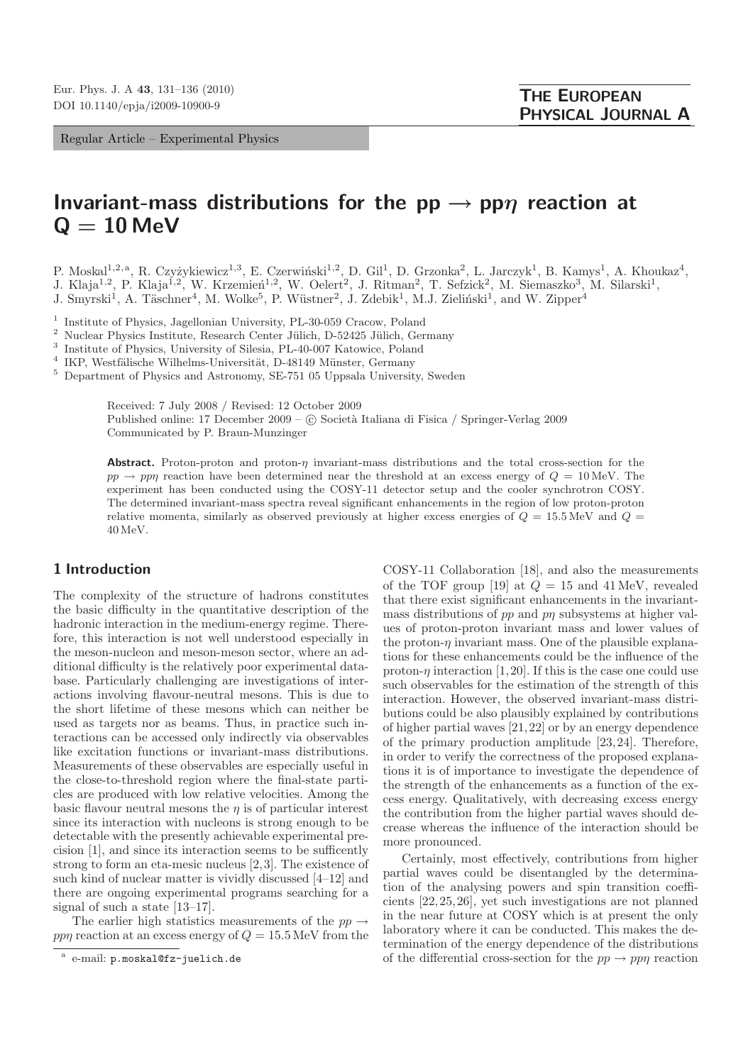Regular Article – Experimental Physics

# Invariant-mass distributions for the pp → pp$\eta$ reaction at Q = 10 MeV

P. Moskal[1,2,a], R. Czyżykiewicz[1,3], E. Czerwiński[1,2], D. Gil[1], D. Grzonka[2], L. Jarczyk[1], B. Kamys[1], A. Khoukaz[4], J. Klaja[1,2], P. Klaja[1,2], W. Krzemień[1,2], W. Oelert[2], J. Ritman[2], T. Sefzick[2], M. Siemaszko[3], M. Silarski[1], J. Smyrski[1], A. Täschner[4], M. Wolke[5], P. Wüstner[2], J. Zdebik[1], M.J. Zieliński[1], and W. Zipper[4]

[1] Institute of Physics, Jagellonian University, PL-30-059 Cracow, Poland
[2] Nuclear Physics Institute, Research Center Jülich, D-52425 Jülich, Germany
[3] Institute of Physics, University of Silesia, PL-40-007 Katowice, Poland
[4] IKP, Westfälische Wilhelms-Universität, D-48149 Münster, Germany
[5] Department of Physics and Astronomy, SE-751 05 Uppsala University, Sweden

Received: 7 July 2008 / Revised: 12 October 2009
Published online: 17 December 2009 – © Società Italiana di Fisica / Springer-Verlag 2009
Communicated by P. Braun-Munzinger

**Abstract.** Proton-proton and proton-$\eta$ invariant-mass distributions and the total cross-section for the $pp \to pp\eta$ reaction have been determined near the threshold at an excess energy of $Q = 10$ MeV. The experiment has been conducted using the COSY-11 detector setup and the cooler synchrotron COSY. The determined invariant-mass spectra reveal significant enhancements in the region of low proton-proton relative momenta, similarly as observed previously at higher excess energies of $Q = 15.5$ MeV and $Q = 40$ MeV.

## 1 Introduction

The complexity of the structure of hadrons constitutes the basic difficulty in the quantitative description of the hadronic interaction in the medium-energy regime. Therefore, this interaction is not well understood especially in the meson-nucleon and meson-meson sector, where an additional difficulty is the relatively poor experimental database. Particularly challenging are investigations of interactions involving flavour-neutral mesons. This is due to the short lifetime of these mesons which can neither be used as targets nor as beams. Thus, in practice such interactions can be accessed only indirectly via observables like excitation functions or invariant-mass distributions. Measurements of these observables are especially useful in the close-to-threshold region where the final-state particles are produced with low relative velocities. Among the basic flavour neutral mesons the $\eta$ is of particular interest since its interaction with nucleons is strong enough to be detectable with the presently achievable experimental precision [1], and since its interaction seems to be sufficently strong to form an eta-mesic nucleus [2,3]. The existence of such kind of nuclear matter is vividly discussed [4–12] and there are ongoing experimental programs searching for a signal of such a state [13–17].

The earlier high statistics measurements of the $pp \to pp\eta$ reaction at an excess energy of $Q = 15.5$ MeV from the COSY-11 Collaboration [18], and also the measurements of the TOF group [19] at $Q = 15$ and 41 MeV, revealed that there exist significant enhancements in the invariant-mass distributions of $pp$ and $p\eta$ subsystems at higher values of proton-proton invariant mass and lower values of the proton-$\eta$ invariant mass. One of the plausible explanations for these enhancements could be the influence of the proton-$\eta$ interaction [1,20]. If this is the case one could use such observables for the estimation of the strength of this interaction. However, the observed invariant-mass distributions could be also plausibly explained by contributions of higher partial waves [21,22] or by an energy dependence of the primary production amplitude [23,24]. Therefore, in order to verify the correctness of the proposed explanations it is of importance to investigate the dependence of the strength of the enhancements as a function of the excess energy. Qualitatively, with decreasing excess energy the contribution from the higher partial waves should decrease whereas the influence of the interaction should be more pronounced.

Certainly, most effectively, contributions from higher partial waves could be disentangled by the determination of the analysing powers and spin transition coefficients [22,25,26], yet such investigations are not planned in the near future at COSY which is at present the only laboratory where it can be conducted. This makes the determination of the energy dependence of the distributions of the differential cross-section for the $pp \to pp\eta$ reaction

[a] e-mail: p.moskal@fz-juelich.de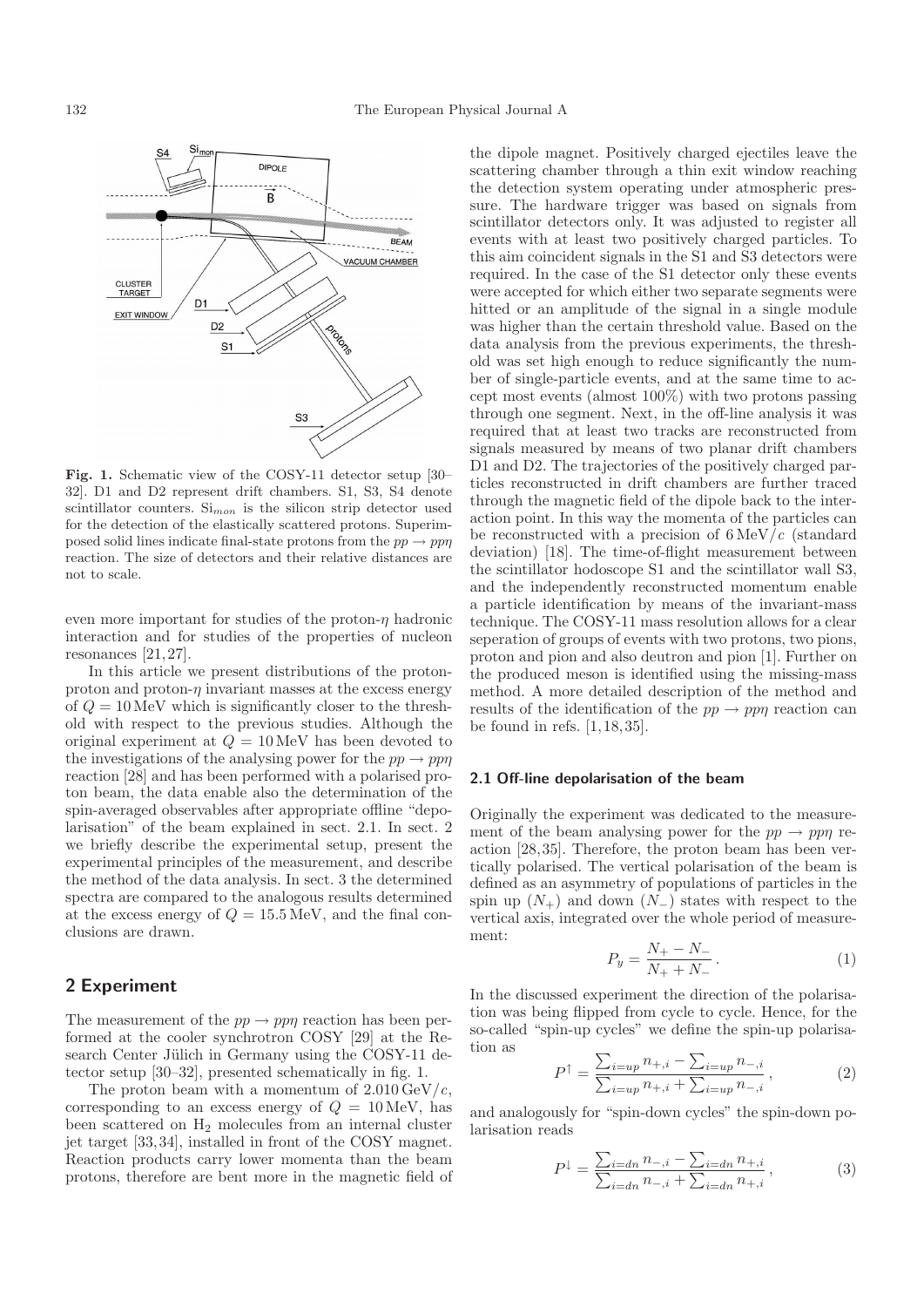**Fig. 1.** Schematic view of the COSY-11 detector setup [30–32]. D1 and D2 represent drift chambers. S1, S3, S4 denote scintillator counters. $Si_{mon}$ is the silicon strip detector used for the detection of the elastically scattered protons. Superimposed solid lines indicate final-state protons from the $pp \to pp\eta$ reaction. The size of detectors and their relative distances are not to scale.

even more important for studies of the proton-$\eta$ hadronic interaction and for studies of the properties of nucleon resonances [21,27].

In this article we present distributions of the proton-proton and proton-$\eta$ invariant masses at the excess energy of $Q = 10\,\text{MeV}$ which is significantly closer to the threshold with respect to the previous studies. Although the original experiment at $Q = 10\,\text{MeV}$ has been devoted to the investigations of the analysing power for the $pp \to pp\eta$ reaction [28] and has been performed with a polarised proton beam, the data enable also the determination of the spin-averaged observables after appropriate offline "depolarisation" of the beam explained in sect. 2.1. In sect. 2 we briefly describe the experimental setup, present the experimental principles of the measurement, and describe the method of the data analysis. In sect. 3 the determined spectra are compared to the analogous results determined at the excess energy of $Q = 15.5\,\text{MeV}$, and the final conclusions are drawn.

## 2 Experiment

The measurement of the $pp \to pp\eta$ reaction has been performed at the cooler synchrotron COSY [29] at the Research Center Jülich in Germany using the COSY-11 detector setup [30–32], presented schematically in fig. 1.

The proton beam with a momentum of $2.010\,\text{GeV}/c$, corresponding to an excess energy of $Q = 10\,\text{MeV}$, has been scattered on $H_2$ molecules from an internal cluster jet target [33,34], installed in front of the COSY magnet. Reaction products carry lower momenta than the beam protons, therefore are bent more in the magnetic field of the dipole magnet. Positively charged ejectiles leave the scattering chamber through a thin exit window reaching the detection system operating under atmospheric pressure. The hardware trigger was based on signals from scintillator detectors only. It was adjusted to register all events with at least two positively charged particles. To this aim coincident signals in the S1 and S3 detectors were required. In the case of the S1 detector only these events were accepted for which either two separate segments were hitted or an amplitude of the signal in a single module was higher than the certain threshold value. Based on the data analysis from the previous experiments, the threshold was set high enough to reduce significantly the number of single-particle events, and at the same time to accept most events (almost 100%) with two protons passing through one segment. Next, in the off-line analysis it was required that at least two tracks are reconstructed from signals measured by means of two planar drift chambers D1 and D2. The trajectories of the positively charged particles reconstructed in drift chambers are further traced through the magnetic field of the dipole back to the interaction point. In this way the momenta of the particles can be reconstructed with a precision of $6\,\text{MeV}/c$ (standard deviation) [18]. The time-of-flight measurement between the scintillator hodoscope S1 and the scintillator wall S3, and the independently reconstructed momentum enable a particle identification by means of the invariant-mass technique. The COSY-11 mass resolution allows for a clear seperation of groups of events with two protons, two pions, proton and pion and also deutron and pion [1]. Further on the produced meson is identified using the missing-mass method. A more detailed description of the method and results of the identification of the $pp \to pp\eta$ reaction can be found in refs. [1,18,35].

### 2.1 Off-line depolarisation of the beam

Originally the experiment was dedicated to the measurement of the beam analysing power for the $pp \to pp\eta$ reaction [28,35]. Therefore, the proton beam has been vertically polarised. The vertical polarisation of the beam is defined as an asymmetry of populations of particles in the spin up ($N_+$) and down ($N_-$) states with respect to the vertical axis, integrated over the whole period of measurement:

$$P_y = \frac{N_+ - N_-}{N_+ + N_-}\,. \tag{1}$$

In the discussed experiment the direction of the polarisation was being flipped from cycle to cycle. Hence, for the so-called "spin-up cycles" we define the spin-up polarisation as

$$P^{\uparrow} = \frac{\sum_{i=up} n_{+,i} - \sum_{i=up} n_{-,i}}{\sum_{i=up} n_{+,i} + \sum_{i=up} n_{-,i}}\,, \tag{2}$$

and analogously for "spin-down cycles" the spin-down polarisation reads

$$P^{\downarrow} = \frac{\sum_{i=dn} n_{-,i} - \sum_{i=dn} n_{+,i}}{\sum_{i=dn} n_{-,i} + \sum_{i=dn} n_{+,i}}\,, \tag{3}$$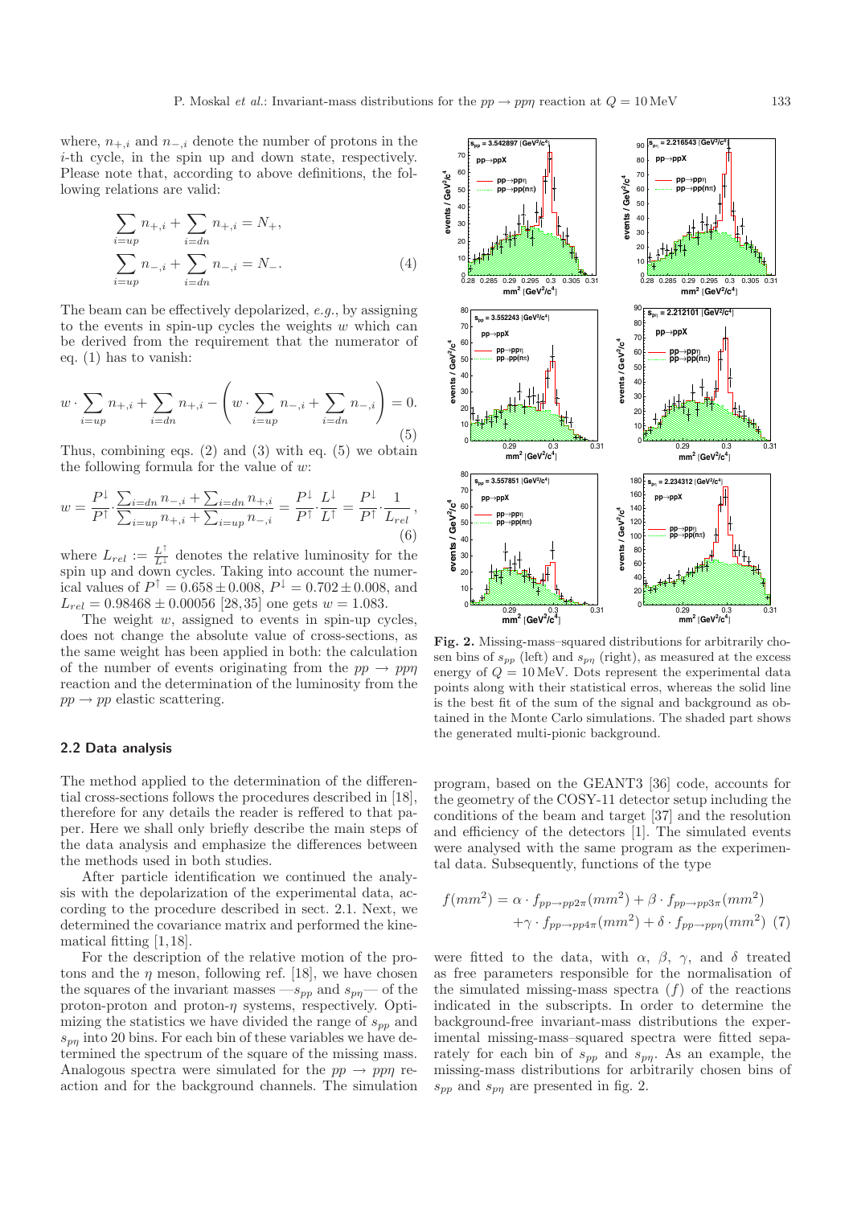where, $n_{+,i}$ and $n_{-,i}$ denote the number of protons in the $i$-th cycle, in the spin up and down state, respectively. Please note that, according to above definitions, the following relations are valid:

$$\sum_{i=up} n_{+,i} + \sum_{i=dn} n_{+,i} = N_+,$$
$$\sum_{i=up} n_{-,i} + \sum_{i=dn} n_{-,i} = N_-. \quad (4)$$

The beam can be effectively depolarized, *e.g.*, by assigning to the events in spin-up cycles the weights $w$ which can be derived from the requirement that the numerator of eq. (1) has to vanish:

$$w \cdot \sum_{i=up} n_{+,i} + \sum_{i=dn} n_{+,i} - \left( w \cdot \sum_{i=up} n_{-,i} + \sum_{i=dn} n_{-,i} \right) = 0. \quad (5)$$

Thus, combining eqs. (2) and (3) with eq. (5) we obtain the following formula for the value of $w$:

$$w = \frac{P^{\downarrow}}{P^{\uparrow}} \cdot \frac{\sum_{i=dn} n_{-,i} + \sum_{i=dn} n_{+,i}}{\sum_{i=up} n_{+,i} + \sum_{i=up} n_{-,i}} = \frac{P^{\downarrow}}{P^{\uparrow}} \cdot \frac{L^{\downarrow}}{L^{\uparrow}} = \frac{P^{\downarrow}}{P^{\uparrow}} \cdot \frac{1}{L_{rel}}, \quad (6)$$

where $L_{rel} := \frac{L^{\uparrow}}{L^{\downarrow}}$ denotes the relative luminosity for the spin up and down cycles. Taking into account the numerical values of $P^{\uparrow} = 0.658 \pm 0.008$, $P^{\downarrow} = 0.702 \pm 0.008$, and $L_{rel} = 0.98468 \pm 0.00056$ [28,35] one gets $w = 1.083$.

The weight $w$, assigned to events in spin-up cycles, does not change the absolute value of cross-sections, as the same weight has been applied in both: the calculation of the number of events originating from the $pp \to pp\eta$ reaction and the determination of the luminosity from the $pp \to pp$ elastic scattering.

### 2.2 Data analysis

The method applied to the determination of the differential cross-sections follows the procedures described in [18], therefore for any details the reader is reffered to that paper. Here we shall only briefly describe the main steps of the data analysis and emphasize the differences between the methods used in both studies.

After particle identification we continued the analysis with the depolarization of the experimental data, according to the procedure described in sect. 2.1. Next, we determined the covariance matrix and performed the kinematical fitting [1,18].

For the description of the relative motion of the protons and the $\eta$ meson, following ref. [18], we have chosen the squares of the invariant masses —$s_{pp}$ and $s_{p\eta}$— of the proton-proton and proton-$\eta$ systems, respectively. Optimizing the statistics we have divided the range of $s_{pp}$ and $s_{p\eta}$ into 20 bins. For each bin of these variables we have determined the spectrum of the square of the missing mass. Analogous spectra were simulated for the $pp \to pp\eta$ reaction and for the background channels. The simulation program, based on the GEANT3 [36] code, accounts for the geometry of the COSY-11 detector setup including the conditions of the beam and target [37] and the resolution and efficiency of the detectors [1]. The simulated events were analysed with the same program as the experimental data. Subsequently, functions of the type

$$f(mm^2) = \alpha \cdot f_{pp \to pp2\pi}(mm^2) + \beta \cdot f_{pp \to pp3\pi}(mm^2) + \gamma \cdot f_{pp \to pp4\pi}(mm^2) + \delta \cdot f_{pp \to pp\eta}(mm^2) \quad (7)$$

were fitted to the data, with $\alpha$, $\beta$, $\gamma$, and $\delta$ treated as free parameters responsible for the normalisation of the simulated missing-mass spectra ($f$) of the reactions indicated in the subscripts. In order to determine the background-free invariant-mass distributions the experimental missing-mass–squared spectra were fitted separately for each bin of $s_{pp}$ and $s_{p\eta}$. As an example, the missing-mass distributions for arbitrarily chosen bins of $s_{pp}$ and $s_{p\eta}$ are presented in fig. 2.

**Fig. 2.** Missing-mass–squared distributions for arbitrarily chosen bins of $s_{pp}$ (left) and $s_{p\eta}$ (right), as measured at the excess energy of $Q = 10$ MeV. Dots represent the experimental data points along with their statistical erros, whereas the solid line is the best fit of the sum of the signal and background as obtained in the Monte Carlo simulations. The shaded part shows the generated multi-pionic background.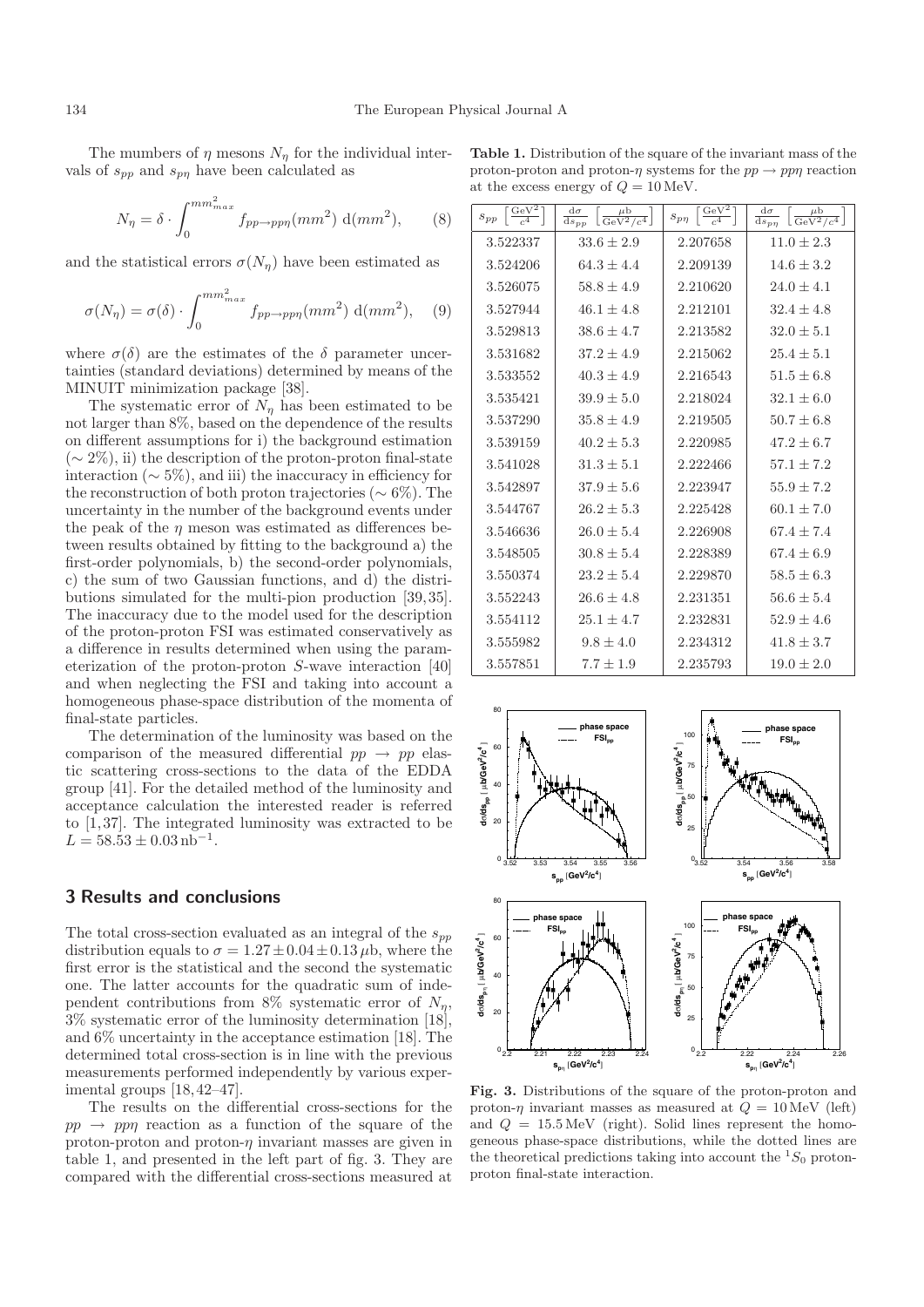The mumbers of $\eta$ mesons $N_\eta$ for the individual intervals of $s_{pp}$ and $s_{p\eta}$ have been calculated as

$$N_\eta = \delta \cdot \int_0^{mm^2_{max}} f_{pp\to pp\eta}(mm^2)\ \mathrm{d}(mm^2), \qquad (8)$$

and the statistical errors $\sigma(N_\eta)$ have been estimated as

$$\sigma(N_\eta) = \sigma(\delta) \cdot \int_0^{mm^2_{max}} f_{pp\to pp\eta}(mm^2)\ \mathrm{d}(mm^2), \qquad (9)$$

where $\sigma(\delta)$ are the estimates of the $\delta$ parameter uncertainties (standard deviations) determined by means of the MINUIT minimization package [38].

The systematic error of $N_\eta$ has been estimated to be not larger than 8%, based on the dependence of the results on different assumptions for i) the background estimation ($\sim 2\%$), ii) the description of the proton-proton final-state interaction ($\sim 5\%$), and iii) the inaccuracy in efficiency for the reconstruction of both proton trajectories ($\sim 6\%$). The uncertainty in the number of the background events under the peak of the $\eta$ meson was estimated as differences between results obtained by fitting to the background a) the first-order polynomials, b) the second-order polynomials, c) the sum of two Gaussian functions, and d) the distributions simulated for the multi-pion production [39,35]. The inaccuracy due to the model used for the description of the proton-proton FSI was estimated conservatively as a difference in results determined when using the parameterization of the proton-proton $S$-wave interaction [40] and when neglecting the FSI and taking into account a homogeneous phase-space distribution of the momenta of final-state particles.

The determination of the luminosity was based on the comparison of the measured differential $pp \to pp$ elastic scattering cross-sections to the data of the EDDA group [41]. For the detailed method of the luminosity and acceptance calculation the interested reader is referred to [1,37]. The integrated luminosity was extracted to be $L = 58.53 \pm 0.03\,\mathrm{nb}^{-1}$.

## 3 Results and conclusions

The total cross-section evaluated as an integral of the $s_{pp}$ distribution equals to $\sigma = 1.27 \pm 0.04 \pm 0.13\,\mu$b, where the first error is the statistical and the second the systematic one. The latter accounts for the quadratic sum of independent contributions from 8% systematic error of $N_\eta$, 3% systematic error of the luminosity determination [18], and 6% uncertainty in the acceptance estimation [18]. The determined total cross-section is in line with the previous measurements performed independently by various experimental groups [18,42–47].

The results on the differential cross-sections for the $pp \to pp\eta$ reaction as a function of the square of the proton-proton and proton-$\eta$ invariant masses are given in table 1, and presented in the left part of fig. 3. They are compared with the differential cross-sections measured at

**Table 1.** Distribution of the square of the invariant mass of the proton-proton and proton-$\eta$ systems for the $pp \to pp\eta$ reaction at the excess energy of $Q = 10\,\mathrm{MeV}$.

| $s_{pp}$ $\left[\frac{\mathrm{GeV}^2}{c^4}\right]$ | $\frac{\mathrm{d}\sigma}{\mathrm{d}s_{pp}}$ $\left[\frac{\mu\mathrm{b}}{\mathrm{GeV}^2/c^4}\right]$ | $s_{p\eta}$ $\left[\frac{\mathrm{GeV}^2}{c^4}\right]$ | $\frac{\mathrm{d}\sigma}{\mathrm{d}s_{p\eta}}$ $\left[\frac{\mu\mathrm{b}}{\mathrm{GeV}^2/c^4}\right]$ |
|---|---|---|---|
| 3.522337 | $33.6 \pm 2.9$ | 2.207658 | $11.0 \pm 2.3$ |
| 3.524206 | $64.3 \pm 4.4$ | 2.209139 | $14.6 \pm 3.2$ |
| 3.526075 | $58.8 \pm 4.9$ | 2.210620 | $24.0 \pm 4.1$ |
| 3.527944 | $46.1 \pm 4.8$ | 2.212101 | $32.4 \pm 4.8$ |
| 3.529813 | $38.6 \pm 4.7$ | 2.213582 | $32.0 \pm 5.1$ |
| 3.531682 | $37.2 \pm 4.9$ | 2.215062 | $25.4 \pm 5.1$ |
| 3.533552 | $40.3 \pm 4.9$ | 2.216543 | $51.5 \pm 6.8$ |
| 3.535421 | $39.9 \pm 5.0$ | 2.218024 | $32.1 \pm 6.0$ |
| 3.537290 | $35.8 \pm 4.9$ | 2.219505 | $50.7 \pm 6.8$ |
| 3.539159 | $40.2 \pm 5.3$ | 2.220985 | $47.2 \pm 6.7$ |
| 3.541028 | $31.3 \pm 5.1$ | 2.222466 | $57.1 \pm 7.2$ |
| 3.542897 | $37.9 \pm 5.6$ | 2.223947 | $55.9 \pm 7.2$ |
| 3.544767 | $26.2 \pm 5.3$ | 2.225428 | $60.1 \pm 7.0$ |
| 3.546636 | $26.0 \pm 5.4$ | 2.226908 | $67.4 \pm 7.4$ |
| 3.548505 | $30.8 \pm 5.4$ | 2.228389 | $67.4 \pm 6.9$ |
| 3.550374 | $23.2 \pm 5.4$ | 2.229870 | $58.5 \pm 6.3$ |
| 3.552243 | $26.6 \pm 4.8$ | 2.231351 | $56.6 \pm 5.4$ |
| 3.554112 | $25.1 \pm 4.7$ | 2.232831 | $52.9 \pm 4.6$ |
| 3.555982 | $9.8 \pm 4.0$ | 2.234312 | $41.8 \pm 3.7$ |
| 3.557851 | $7.7 \pm 1.9$ | 2.235793 | $19.0 \pm 2.0$ |

**Fig. 3.** Distributions of the square of the proton-proton and proton-$\eta$ invariant masses as measured at $Q = 10\,\mathrm{MeV}$ (left) and $Q = 15.5\,\mathrm{MeV}$ (right). Solid lines represent the homogeneous phase-space distributions, while the dotted lines are the theoretical predictions taking into account the ${}^1S_0$ proton-proton final-state interaction.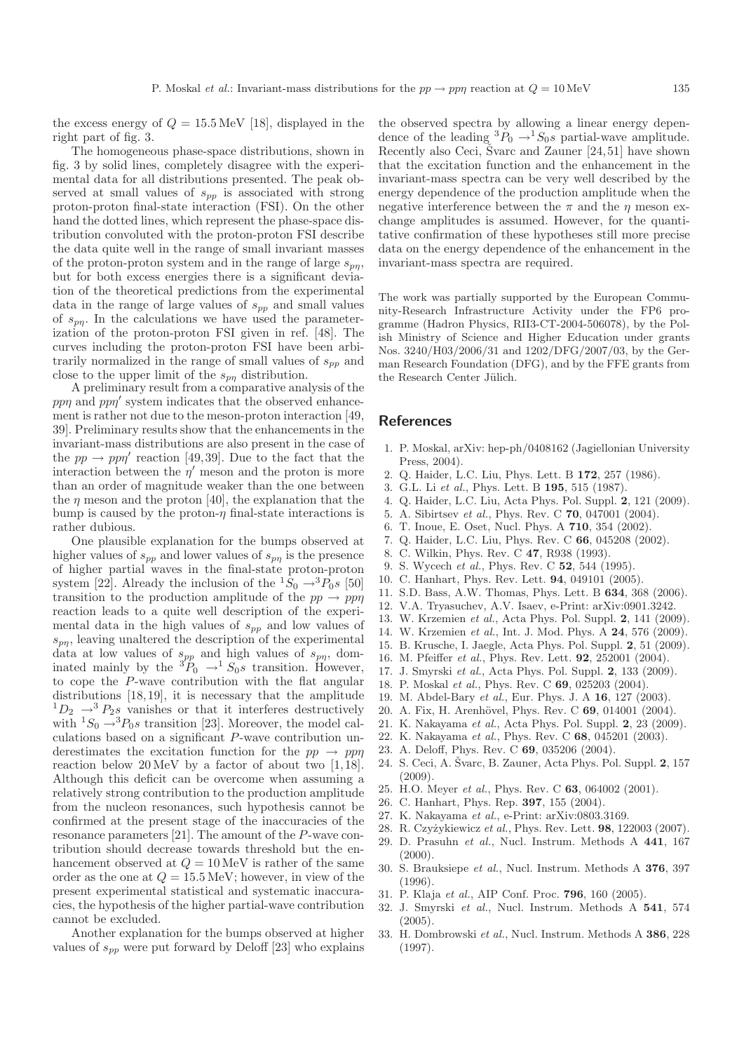the excess energy of $Q = 15.5\,\text{MeV}$ [18], displayed in the right part of fig. 3.

The homogeneous phase-space distributions, shown in fig. 3 by solid lines, completely disagree with the experimental data for all distributions presented. The peak observed at small values of $s_{pp}$ is associated with strong proton-proton final-state interaction (FSI). On the other hand the dotted lines, which represent the phase-space distribution convoluted with the proton-proton FSI describe the data quite well in the range of small invariant masses of the proton-proton system and in the range of large $s_{p\eta}$, but for both excess energies there is a significant deviation of the theoretical predictions from the experimental data in the range of large values of $s_{pp}$ and small values of $s_{p\eta}$. In the calculations we have used the parameterization of the proton-proton FSI given in ref. [48]. The curves including the proton-proton FSI have been arbitrarily normalized in the range of small values of $s_{pp}$ and close to the upper limit of the $s_{p\eta}$ distribution.

A preliminary result from a comparative analysis of the $pp\eta$ and $pp\eta'$ system indicates that the observed enhancement is rather not due to the meson-proton interaction [49, 39]. Preliminary results show that the enhancements in the invariant-mass distributions are also present in the case of the $pp \to pp\eta'$ reaction [49,39]. Due to the fact that the interaction between the $\eta'$ meson and the proton is more than an order of magnitude weaker than the one between the $\eta$ meson and the proton [40], the explanation that the bump is caused by the proton-$\eta$ final-state interactions is rather dubious.

One plausible explanation for the bumps observed at higher values of $s_{pp}$ and lower values of $s_{p\eta}$ is the presence of higher partial waves in the final-state proton-proton system [22]. Already the inclusion of the ${}^1S_0 \to {}^3P_0 s$ [50] transition to the production amplitude of the $pp \to pp\eta$ reaction leads to a quite well description of the experimental data in the high values of $s_{pp}$ and low values of $s_{p\eta}$, leaving unaltered the description of the experimental data at low values of $s_{pp}$ and high values of $s_{p\eta}$, dominated mainly by the ${}^3P_0 \to {}^1S_0 s$ transition. However, to cope the $P$-wave contribution with the flat angular distributions [18,19], it is necessary that the amplitude ${}^1D_2 \to {}^3P_2 s$ vanishes or that it interferes destructively with ${}^1S_0 \to {}^3P_0 s$ transition [23]. Moreover, the model calculations based on a significant $P$-wave contribution underestimates the excitation function for the $pp \to pp\eta$ reaction below 20 MeV by a factor of about two [1,18]. Although this deficit can be overcome when assuming a relatively strong contribution to the production amplitude from the nucleon resonances, such hypothesis cannot be confirmed at the present stage of the inaccuracies of the resonance parameters [21]. The amount of the $P$-wave contribution should decrease towards threshold but the enhancement observed at $Q = 10\,\text{MeV}$ is rather of the same order as the one at $Q = 15.5\,\text{MeV}$; however, in view of the present experimental statistical and systematic inaccuracies, the hypothesis of the higher partial-wave contribution cannot be excluded.

Another explanation for the bumps observed at higher values of $s_{pp}$ were put forward by Deloff [23] who explains the observed spectra by allowing a linear energy dependence of the leading ${}^3P_0 \to {}^1S_0 s$ partial-wave amplitude. Recently also Ceci, Švarc and Zauner [24,51] have shown that the excitation function and the enhancement in the invariant-mass spectra can be very well described by the energy dependence of the production amplitude when the negative interference between the $\pi$ and the $\eta$ meson exchange amplitudes is assumed. However, for the quantitative confirmation of these hypotheses still more precise data on the energy dependence of the enhancement in the invariant-mass spectra are required.

The work was partially supported by the European Community-Research Infrastructure Activity under the FP6 programme (Hadron Physics, RII3-CT-2004-506078), by the Polish Ministry of Science and Higher Education under grants Nos. 3240/H03/2006/31 and 1202/DFG/2007/03, by the German Research Foundation (DFG), and by the FFE grants from the Research Center Jülich.

## References

1. P. Moskal, arXiv: hep-ph/0408162 (Jagiellonian University Press, 2004).
2. Q. Haider, L.C. Liu, Phys. Lett. B **172**, 257 (1986).
3. G.L. Li *et al.*, Phys. Lett. B **195**, 515 (1987).
4. Q. Haider, L.C. Liu, Acta Phys. Pol. Suppl. **2**, 121 (2009).
5. A. Sibirtsev *et al.*, Phys. Rev. C **70**, 047001 (2004).
6. T. Inoue, E. Oset, Nucl. Phys. A **710**, 354 (2002).
7. Q. Haider, L.C. Liu, Phys. Rev. C **66**, 045208 (2002).
8. C. Wilkin, Phys. Rev. C **47**, R938 (1993).
9. S. Wycech *et al.*, Phys. Rev. C **52**, 544 (1995).
10. C. Hanhart, Phys. Rev. Lett. **94**, 049101 (2005).
11. S.D. Bass, A.W. Thomas, Phys. Lett. B **634**, 368 (2006).
12. V.A. Tryasuchev, A.V. Isaev, e-Print: arXiv:0901.3242.
13. W. Krzemien *et al.*, Acta Phys. Pol. Suppl. **2**, 141 (2009).
14. W. Krzemien *et al.*, Int. J. Mod. Phys. A **24**, 576 (2009).
15. B. Krusche, I. Jaegle, Acta Phys. Pol. Suppl. **2**, 51 (2009).
16. M. Pfeiffer *et al.*, Phys. Rev. Lett. **92**, 252001 (2004).
17. J. Smyrski *et al.*, Acta Phys. Pol. Suppl. **2**, 133 (2009).
18. P. Moskal *et al.*, Phys. Rev. C **69**, 025203 (2004).
19. M. Abdel-Bary *et al.*, Eur. Phys. J. A **16**, 127 (2003).
20. A. Fix, H. Arenhövel, Phys. Rev. C **69**, 014001 (2004).
21. K. Nakayama *et al.*, Acta Phys. Pol. Suppl. **2**, 23 (2009).
22. K. Nakayama *et al.*, Phys. Rev. C **68**, 045201 (2003).
23. A. Deloff, Phys. Rev. C **69**, 035206 (2004).
24. S. Ceci, A. Švarc, B. Zauner, Acta Phys. Pol. Suppl. **2**, 157 (2009).
25. H.O. Meyer *et al.*, Phys. Rev. C **63**, 064002 (2001).
26. C. Hanhart, Phys. Rep. **397**, 155 (2004).
27. K. Nakayama *et al.*, e-Print: arXiv:0803.3169.
28. R. Czyżykiewicz *et al.*, Phys. Rev. Lett. **98**, 122003 (2007).
29. D. Prasuhn *et al.*, Nucl. Instrum. Methods A **441**, 167 (2000).
30. S. Brauksiepe *et al.*, Nucl. Instrum. Methods A **376**, 397 (1996).
31. P. Klaja *et al.*, AIP Conf. Proc. **796**, 160 (2005).
32. J. Smyrski *et al.*, Nucl. Instrum. Methods A **541**, 574 (2005).
33. H. Dombrowski *et al.*, Nucl. Instrum. Methods A **386**, 228 (1997).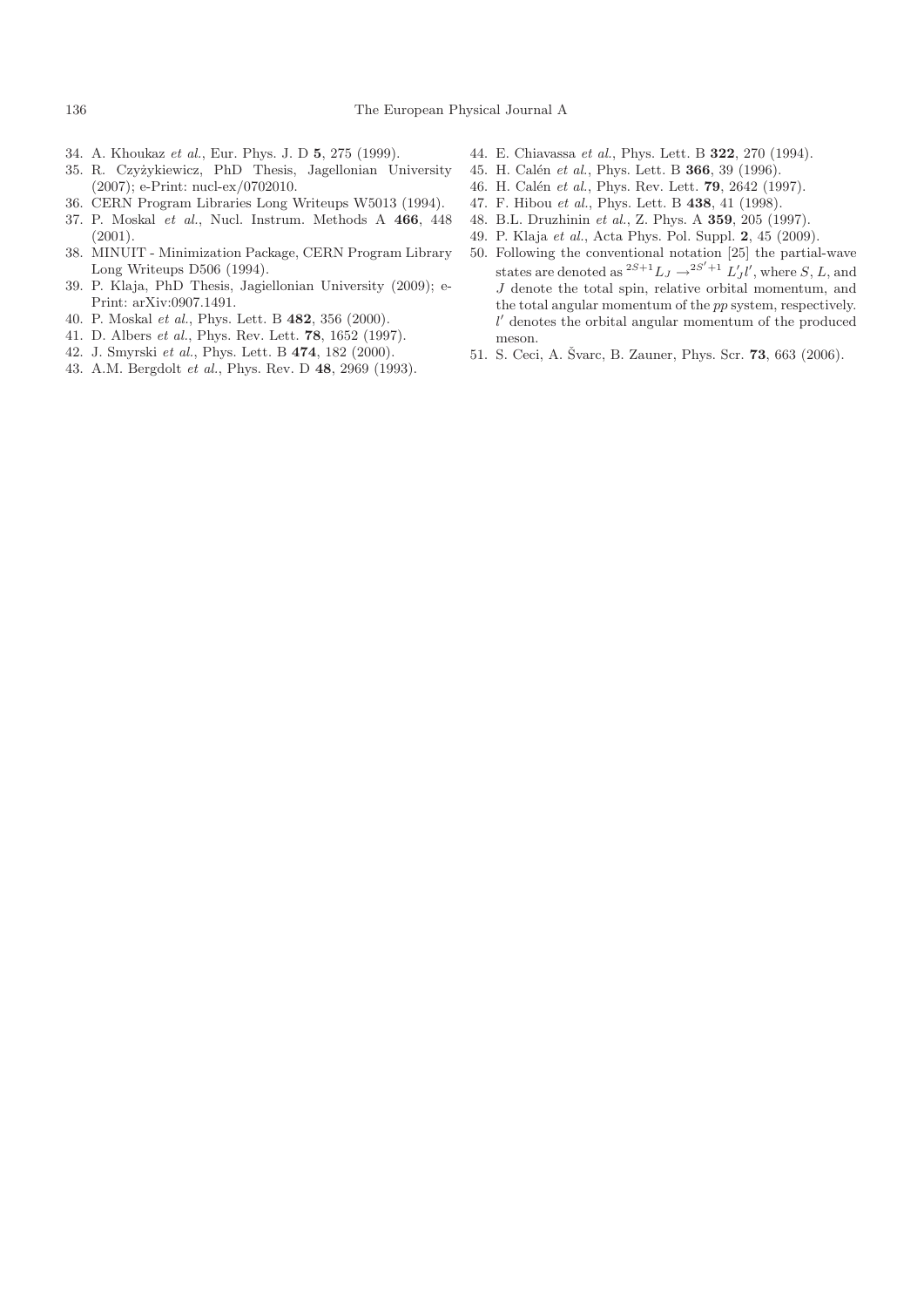34. A. Khoukaz *et al.*, Eur. Phys. J. D **5**, 275 (1999).
35. R. Czyżykiewicz, PhD Thesis, Jagellonian University (2007); e-Print: nucl-ex/0702010.
36. CERN Program Libraries Long Writeups W5013 (1994).
37. P. Moskal *et al.*, Nucl. Instrum. Methods A **466**, 448 (2001).
38. MINUIT - Minimization Package, CERN Program Library Long Writeups D506 (1994).
39. P. Klaja, PhD Thesis, Jagiellonian University (2009); e-Print: arXiv:0907.1491.
40. P. Moskal *et al.*, Phys. Lett. B **482**, 356 (2000).
41. D. Albers *et al.*, Phys. Rev. Lett. **78**, 1652 (1997).
42. J. Smyrski *et al.*, Phys. Lett. B **474**, 182 (2000).
43. A.M. Bergdolt *et al.*, Phys. Rev. D **48**, 2969 (1993).
44. E. Chiavassa *et al.*, Phys. Lett. B **322**, 270 (1994).
45. H. Calén *et al.*, Phys. Lett. B **366**, 39 (1996).
46. H. Calén *et al.*, Phys. Rev. Lett. **79**, 2642 (1997).
47. F. Hibou *et al.*, Phys. Lett. B **438**, 41 (1998).
48. B.L. Druzhinin *et al.*, Z. Phys. A **359**, 205 (1997).
49. P. Klaja *et al.*, Acta Phys. Pol. Suppl. **2**, 45 (2009).
50. Following the conventional notation [25] the partial-wave states are denoted as ${}^{2S+1}L_J \rightarrow {}^{2S'+1}L'_J l'$, where $S$, $L$, and $J$ denote the total spin, relative orbital momentum, and the total angular momentum of the *pp* system, respectively. $l'$ denotes the orbital angular momentum of the produced meson.
51. S. Ceci, A. Švarc, B. Zauner, Phys. Scr. **73**, 663 (2006).